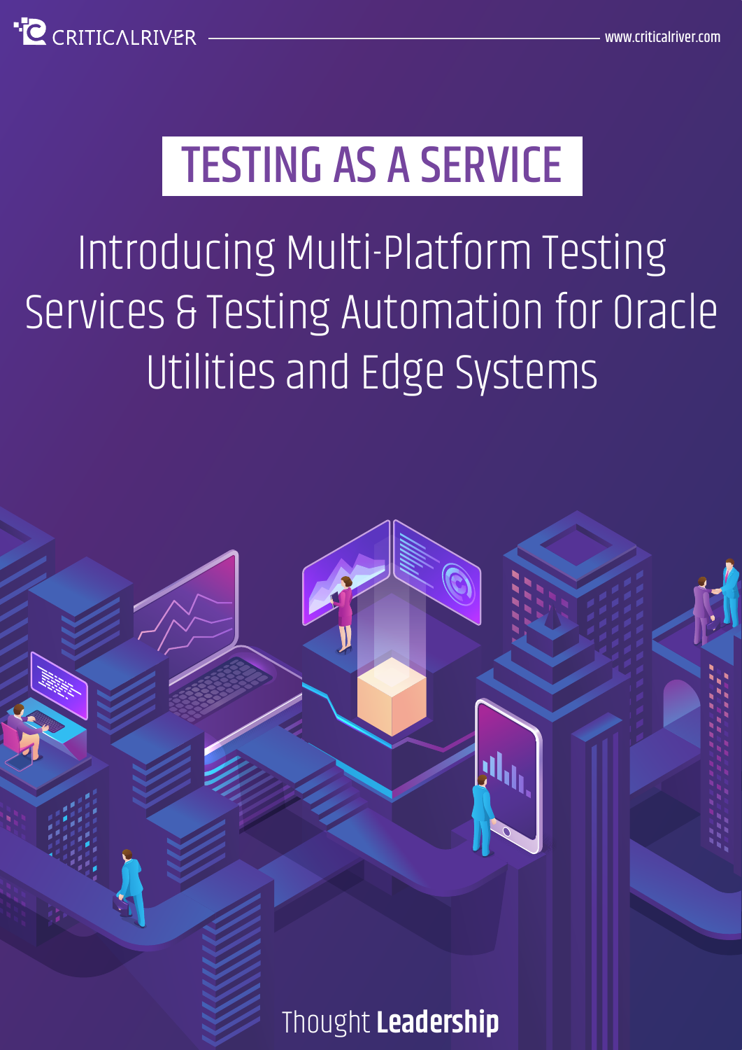CRITICALRIVER www.criticalriver.com

# TESTING AS A SERVICE

## Introducing Multi-Platform Testing Services & Testing Automation for Oracle Utilities and Edge Systems

Thought **Leadership**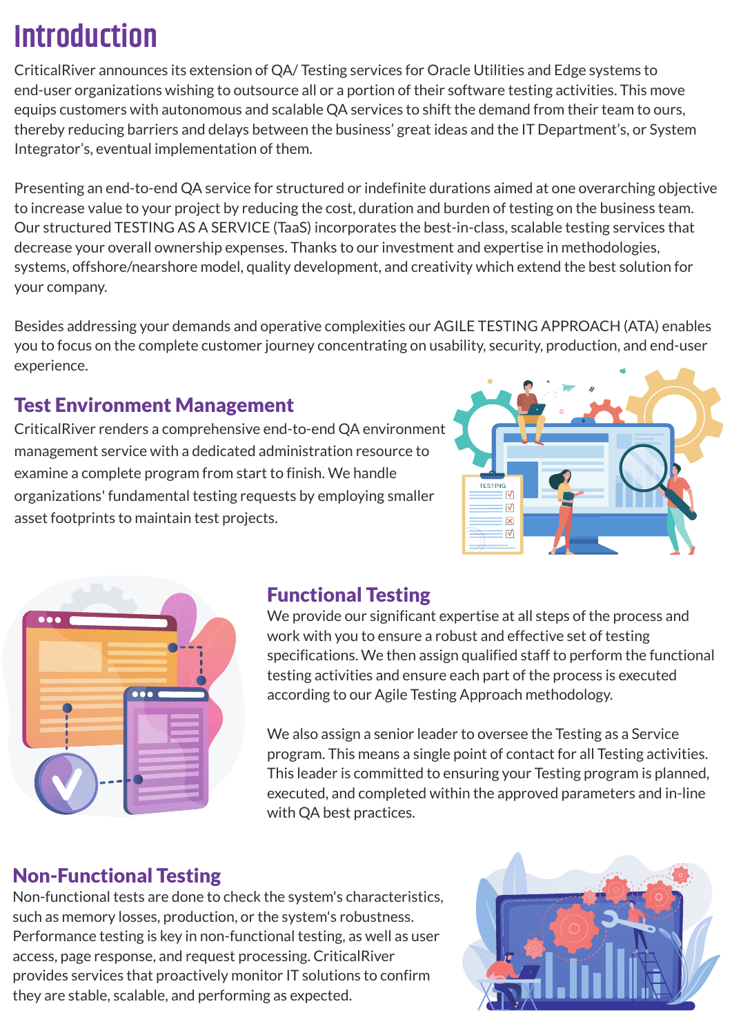# Introduction

CriticalRiver announces its extension of QA/ Testing services for Oracle Utilities and Edge systems to end-user organizations wishing to outsource all or a portion of their software testing activities. This move equips customers with autonomous and scalable QA services to shift the demand from their team to ours, thereby reducing barriers and delays between the business' great ideas and the IT Department's, or System Integrator's, eventual implementation of them.

Presenting an end-to-end QA service for structured or indefinite durations aimed at one overarching objective to increase value to your project by reducing the cost, duration and burden of testing on the business team. Our structured TESTING AS A SERVICE (TaaS) incorporates the best-in-class, scalable testing services that decrease your overall ownership expenses. Thanks to our investment and expertise in methodologies, systems, offshore/nearshore model, quality development, and creativity which extend the best solution for your company.

Besides addressing your demands and operative complexities our AGILE TESTING APPROACH (ATA) enables you to focus on the complete customer journey concentrating on usability, security, production, and end-user experience.

## Test Environment Management

CriticalRiver renders a comprehensive end-to-end QA environment management service with a dedicated administration resource to examine a complete program from start to finish. We handle organizations' fundamental testing requests by employing smaller asset footprints to maintain test projects.

## Functional Testing

We provide our significant expertise at all steps of the process and work with you to ensure a robust and effective set of testing specifications. We then assign qualified staff to perform the functional testing activities and ensure each part of the process is executed according to our Agile Testing Approach methodology.

We also assign a senior leader to oversee the Testing as a Service program. This means a single point of contact for all Testing activities. This leader is committed to ensuring your Testing program is planned, executed, and completed within the approved parameters and in-line with QA best practices.

## Non-Functional Testing

Non-functional tests are done to check the system's characteristics, such as memory losses, production, or the system's robustness. Performance testing is key in non-functional testing, as well as user access, page response, and request processing. CriticalRiver provides services that proactively monitor IT solutions to confirm they are stable, scalable, and performing as expected.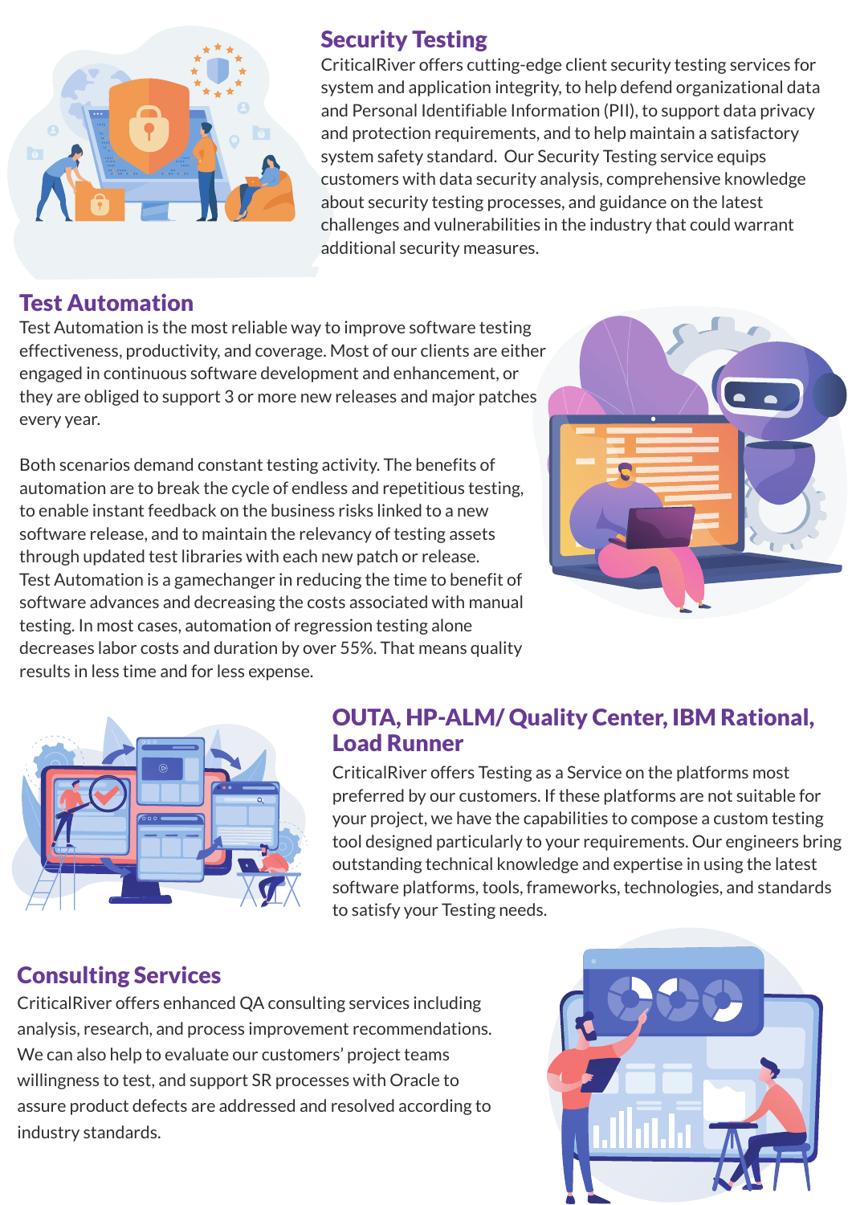## Security Testing

CriticalRiver offers cutting-edge client security testing services for system and application integrity, to help defend organizational data and Personal Identifiable Information (PII), to support data privacy and protection requirements, and to help maintain a satisfactory system safety standard. Our Security Testing service equips customers with data security analysis, comprehensive knowledge about security testing processes, and guidance on the latest challenges and vulnerabilities in the industry that could warrant additional security measures.

## Test Automation

Test Automation is the most reliable way to improve software testing effectiveness, productivity, and coverage. Most of our clients are either engaged in continuous software development and enhancement, or they are obliged to support 3 or more new releases and major patches every year.

Both scenarios demand constant testing activity. The benefits of automation are to break the cycle of endless and repetitious testing, to enable instant feedback on the business risks linked to a new software release, and to maintain the relevancy of testing assets through updated test libraries with each new patch or release. Test Automation is a gamechanger in reducing the time to benefit of software advances and decreasing the costs associated with manual testing. In most cases, automation of regression testing alone decreases labor costs and duration by over 55%. That means quality results in less time and for less expense.

## OUTA, HP-ALM/ Quality Center, IBM Rational, Load Runner

CriticalRiver offers Testing as a Service on the platforms most preferred by our customers. If these platforms are not suitable for your project, we have the capabilities to compose a custom testing tool designed particularly to your requirements. Our engineers bring outstanding technical knowledge and expertise in using the latest software platforms, tools, frameworks, technologies, and standards to satisfy your Testing needs.

## Consulting Services

CriticalRiver offers enhanced QA consulting services including analysis, research, and process improvement recommendations. We can also help to evaluate our customers' project teams willingness to test, and support SR processes with Oracle to assure product defects are addressed and resolved according to industry standards.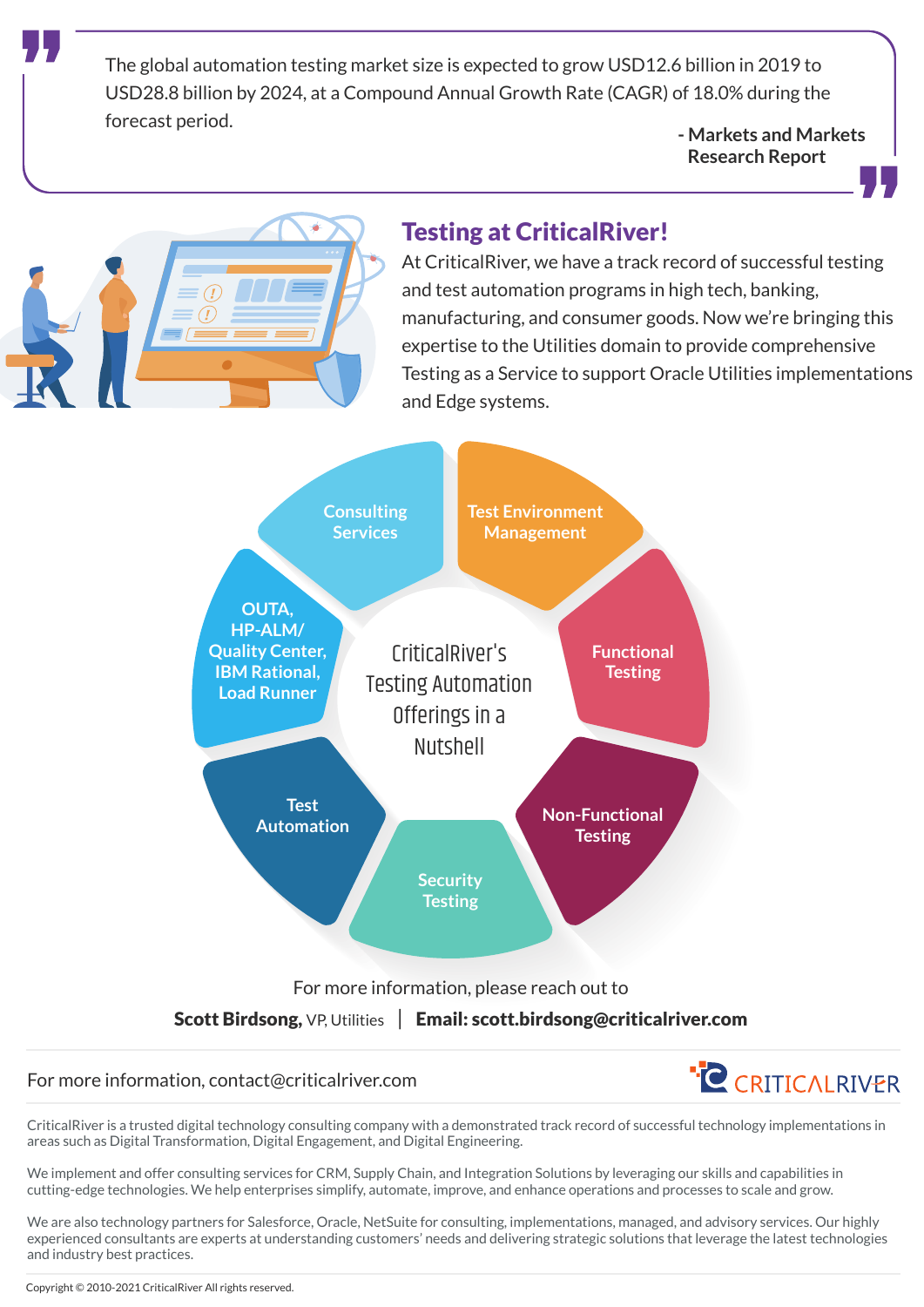> The global automation testing market size is expected to grow USD12.6 billion in 2019 to USD28.8 billion by 2024, at a Compound Annual Growth Rate (CAGR) of 18.0% during the forecast period.
>
> **- Markets and Markets Research Report**

## Testing at CriticalRiver!

At CriticalRiver, we have a track record of successful testing and test automation programs in high tech, banking, manufacturing, and consumer goods. Now we're bringing this expertise to the Utilities domain to provide comprehensive Testing as a Service to support Oracle Utilities implementations and Edge systems.

CriticalRiver's Testing Automation Offerings in a Nutshell

Consulting Services

Test Environment Management

Functional Testing

Non-Functional Testing

Security Testing

Test Automation

OUTA, HP-ALM/ Quality Center, IBM Rational, Load Runner

For more information, please reach out to

**Scott Birdsong,** VP, Utilities | **Email: scott.birdsong@criticalriver.com**

For more information, contact@criticalriver.com

CRITICALRIVER

CriticalRiver is a trusted digital technology consulting company with a demonstrated track record of successful technology implementations in areas such as Digital Transformation, Digital Engagement, and Digital Engineering.

We implement and offer consulting services for CRM, Supply Chain, and Integration Solutions by leveraging our skills and capabilities in cutting-edge technologies. We help enterprises simplify, automate, improve, and enhance operations and processes to scale and grow.

We are also technology partners for Salesforce, Oracle, NetSuite for consulting, implementations, managed, and advisory services. Our highly experienced consultants are experts at understanding customers' needs and delivering strategic solutions that leverage the latest technologies and industry best practices.

Copyright © 2010-2021 CriticalRiver All rights reserved.